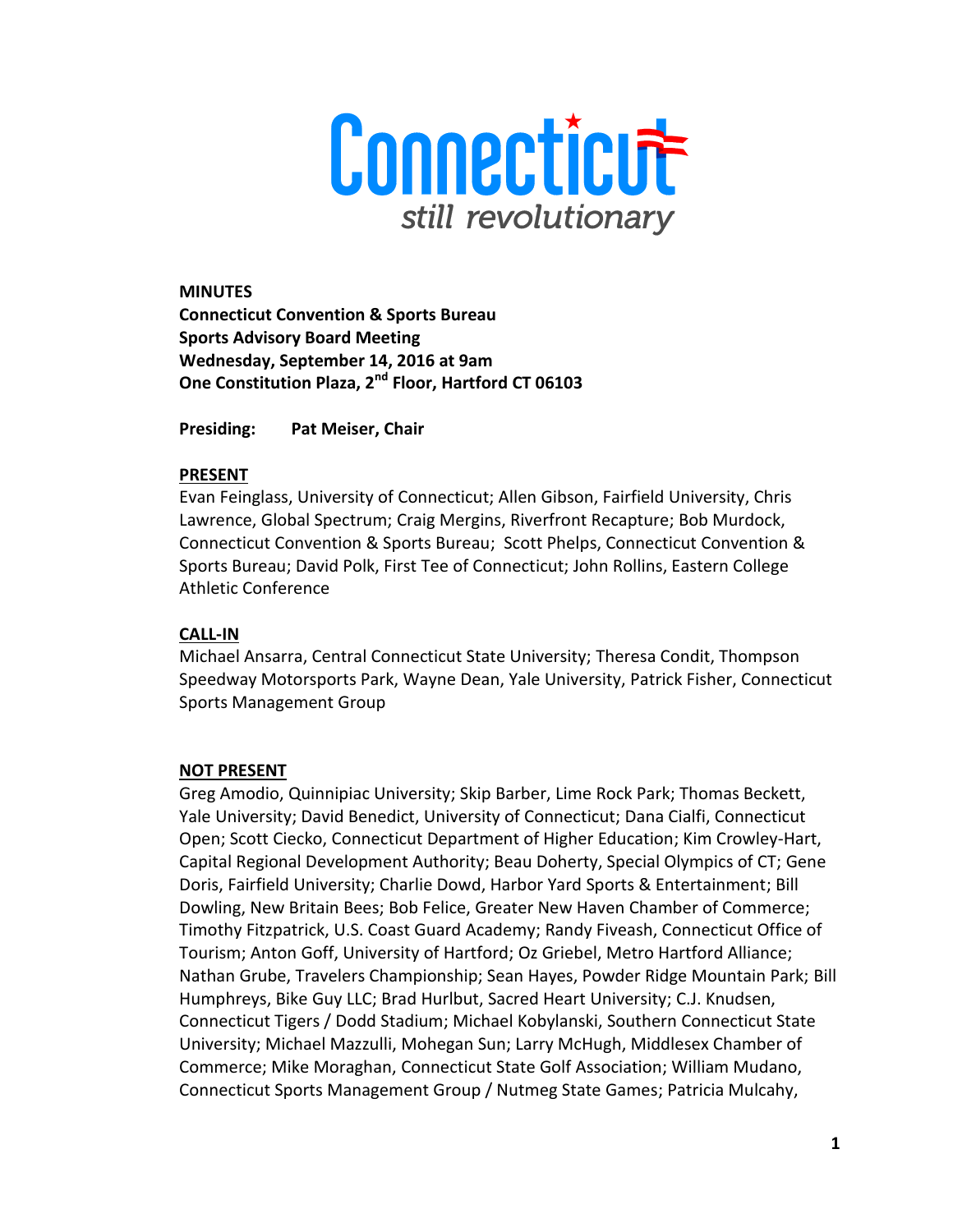Connecticut
*still revolutionary*

**MINUTES**
**Connecticut Convention & Sports Bureau**
**Sports Advisory Board Meeting**
**Wednesday, September 14, 2016 at 9am**
**One Constitution Plaza, 2nd Floor, Hartford CT 06103**

**Presiding:** **Pat Meiser, Chair**

**PRESENT**

Evan Feinglass, University of Connecticut; Allen Gibson, Fairfield University, Chris Lawrence, Global Spectrum; Craig Mergins, Riverfront Recapture; Bob Murdock, Connecticut Convention & Sports Bureau; Scott Phelps, Connecticut Convention & Sports Bureau; David Polk, First Tee of Connecticut; John Rollins, Eastern College Athletic Conference

**CALL-IN**

Michael Ansarra, Central Connecticut State University; Theresa Condit, Thompson Speedway Motorsports Park, Wayne Dean, Yale University, Patrick Fisher, Connecticut Sports Management Group

**NOT PRESENT**

Greg Amodio, Quinnipiac University; Skip Barber, Lime Rock Park; Thomas Beckett, Yale University; David Benedict, University of Connecticut; Dana Cialfi, Connecticut Open; Scott Ciecko, Connecticut Department of Higher Education; Kim Crowley-Hart, Capital Regional Development Authority; Beau Doherty, Special Olympics of CT; Gene Doris, Fairfield University; Charlie Dowd, Harbor Yard Sports & Entertainment; Bill Dowling, New Britain Bees; Bob Felice, Greater New Haven Chamber of Commerce; Timothy Fitzpatrick, U.S. Coast Guard Academy; Randy Fiveash, Connecticut Office of Tourism; Anton Goff, University of Hartford; Oz Griebel, Metro Hartford Alliance; Nathan Grube, Travelers Championship; Sean Hayes, Powder Ridge Mountain Park; Bill Humphreys, Bike Guy LLC; Brad Hurlbut, Sacred Heart University; C.J. Knudsen, Connecticut Tigers / Dodd Stadium; Michael Kobylanski, Southern Connecticut State University; Michael Mazzulli, Mohegan Sun; Larry McHugh, Middlesex Chamber of Commerce; Mike Moraghan, Connecticut State Golf Association; William Mudano, Connecticut Sports Management Group / Nutmeg State Games; Patricia Mulcahy,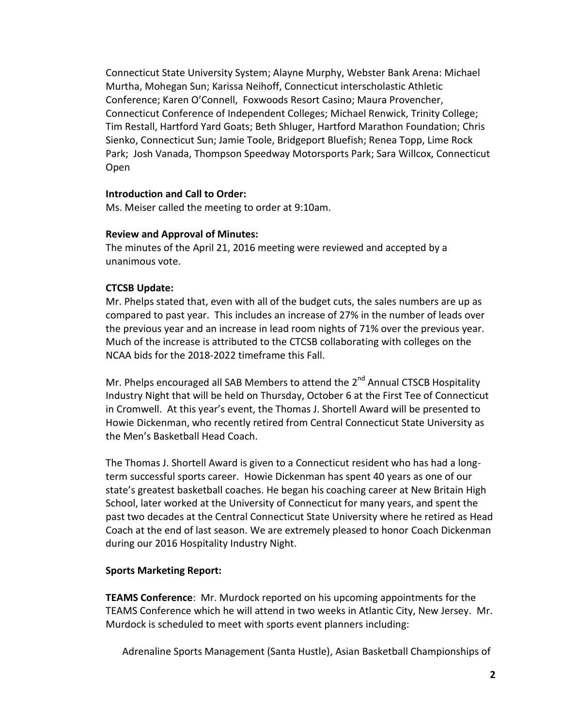Connecticut State University System; Alayne Murphy, Webster Bank Arena: Michael Murtha, Mohegan Sun; Karissa Neihoff, Connecticut interscholastic Athletic Conference; Karen O'Connell, Foxwoods Resort Casino; Maura Provencher, Connecticut Conference of Independent Colleges; Michael Renwick, Trinity College; Tim Restall, Hartford Yard Goats; Beth Shluger, Hartford Marathon Foundation; Chris Sienko, Connecticut Sun; Jamie Toole, Bridgeport Bluefish; Renea Topp, Lime Rock Park; Josh Vanada, Thompson Speedway Motorsports Park; Sara Willcox, Connecticut Open

**Introduction and Call to Order:**
Ms. Meiser called the meeting to order at 9:10am.

**Review and Approval of Minutes:**
The minutes of the April 21, 2016 meeting were reviewed and accepted by a unanimous vote.

**CTCSB Update:**
Mr. Phelps stated that, even with all of the budget cuts, the sales numbers are up as compared to past year. This includes an increase of 27% in the number of leads over the previous year and an increase in lead room nights of 71% over the previous year. Much of the increase is attributed to the CTCSB collaborating with colleges on the NCAA bids for the 2018-2022 timeframe this Fall.

Mr. Phelps encouraged all SAB Members to attend the 2nd Annual CTSCB Hospitality Industry Night that will be held on Thursday, October 6 at the First Tee of Connecticut in Cromwell. At this year's event, the Thomas J. Shortell Award will be presented to Howie Dickenman, who recently retired from Central Connecticut State University as the Men's Basketball Head Coach.

The Thomas J. Shortell Award is given to a Connecticut resident who has had a long-term successful sports career. Howie Dickenman has spent 40 years as one of our state's greatest basketball coaches. He began his coaching career at New Britain High School, later worked at the University of Connecticut for many years, and spent the past two decades at the Central Connecticut State University where he retired as Head Coach at the end of last season. We are extremely pleased to honor Coach Dickenman during our 2016 Hospitality Industry Night.

**Sports Marketing Report:**

**TEAMS Conference**: Mr. Murdock reported on his upcoming appointments for the TEAMS Conference which he will attend in two weeks in Atlantic City, New Jersey. Mr. Murdock is scheduled to meet with sports event planners including:

Adrenaline Sports Management (Santa Hustle), Asian Basketball Championships of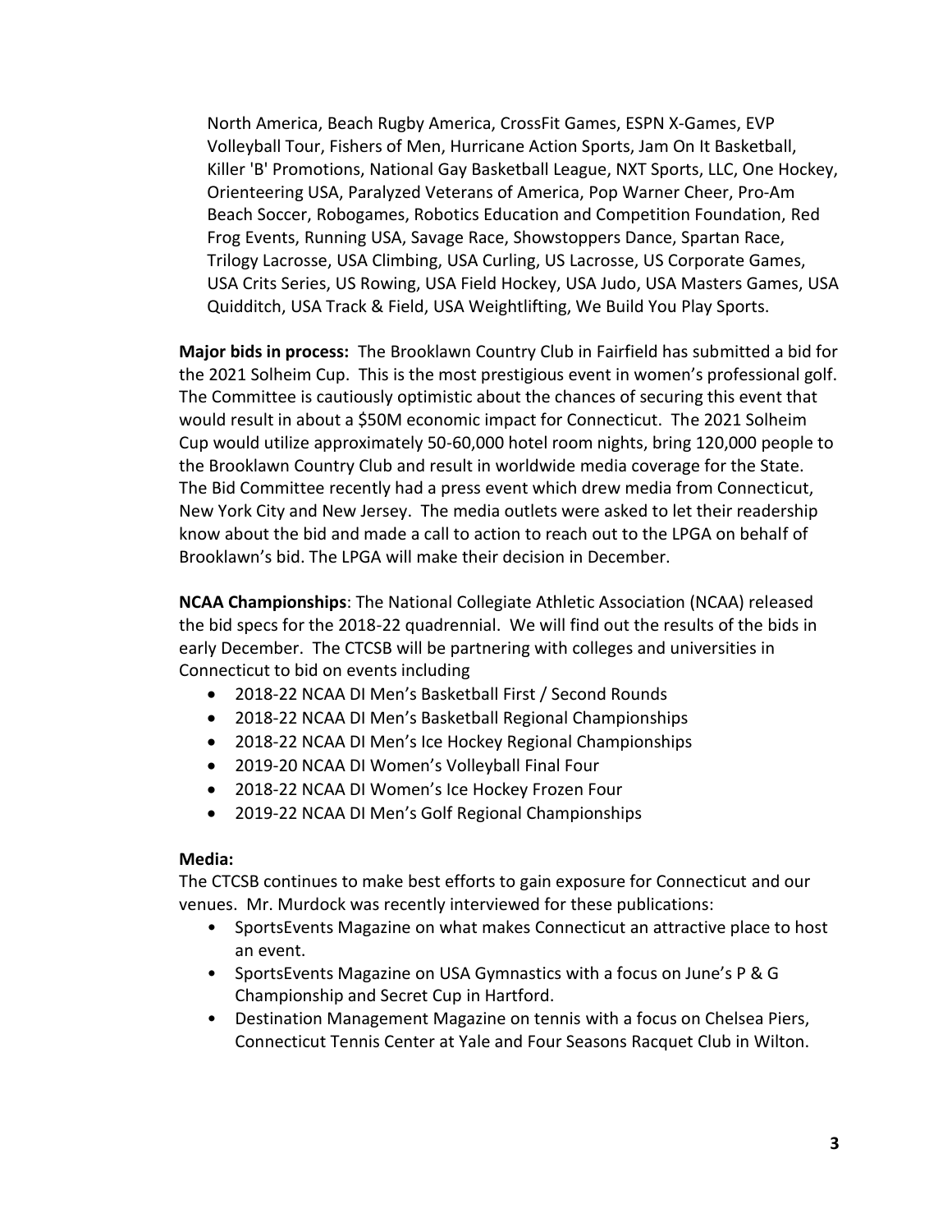North America, Beach Rugby America, CrossFit Games, ESPN X-Games, EVP Volleyball Tour, Fishers of Men, Hurricane Action Sports, Jam On It Basketball, Killer 'B' Promotions, National Gay Basketball League, NXT Sports, LLC, One Hockey, Orienteering USA, Paralyzed Veterans of America, Pop Warner Cheer, Pro-Am Beach Soccer, Robogames, Robotics Education and Competition Foundation, Red Frog Events, Running USA, Savage Race, Showstoppers Dance, Spartan Race, Trilogy Lacrosse, USA Climbing, USA Curling, US Lacrosse, US Corporate Games, USA Crits Series, US Rowing, USA Field Hockey, USA Judo, USA Masters Games, USA Quidditch, USA Track & Field, USA Weightlifting, We Build You Play Sports.

**Major bids in process:** The Brooklawn Country Club in Fairfield has submitted a bid for the 2021 Solheim Cup. This is the most prestigious event in women's professional golf. The Committee is cautiously optimistic about the chances of securing this event that would result in about a $50M economic impact for Connecticut. The 2021 Solheim Cup would utilize approximately 50-60,000 hotel room nights, bring 120,000 people to the Brooklawn Country Club and result in worldwide media coverage for the State. The Bid Committee recently had a press event which drew media from Connecticut, New York City and New Jersey. The media outlets were asked to let their readership know about the bid and made a call to action to reach out to the LPGA on behalf of Brooklawn's bid. The LPGA will make their decision in December.

**NCAA Championships**: The National Collegiate Athletic Association (NCAA) released the bid specs for the 2018-22 quadrennial. We will find out the results of the bids in early December. The CTCSB will be partnering with colleges and universities in Connecticut to bid on events including

- 2018-22 NCAA DI Men's Basketball First / Second Rounds
- 2018-22 NCAA DI Men's Basketball Regional Championships
- 2018-22 NCAA DI Men's Ice Hockey Regional Championships
- 2019-20 NCAA DI Women's Volleyball Final Four
- 2018-22 NCAA DI Women's Ice Hockey Frozen Four
- 2019-22 NCAA DI Men's Golf Regional Championships

**Media:**

The CTCSB continues to make best efforts to gain exposure for Connecticut and our venues. Mr. Murdock was recently interviewed for these publications:

- SportsEvents Magazine on what makes Connecticut an attractive place to host an event.
- SportsEvents Magazine on USA Gymnastics with a focus on June's P & G Championship and Secret Cup in Hartford.
- Destination Management Magazine on tennis with a focus on Chelsea Piers, Connecticut Tennis Center at Yale and Four Seasons Racquet Club in Wilton.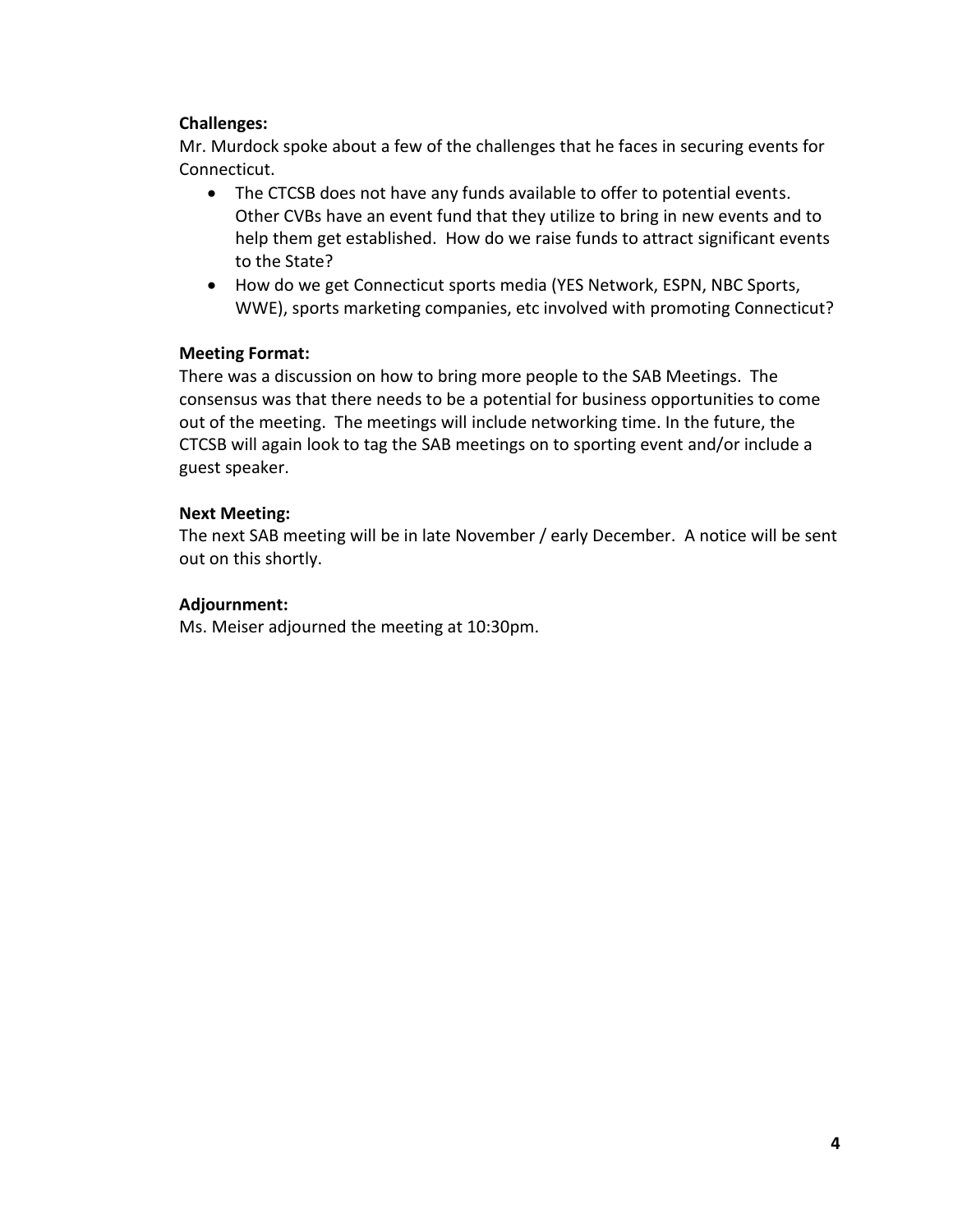**Challenges:**

Mr. Murdock spoke about a few of the challenges that he faces in securing events for Connecticut.

- The CTCSB does not have any funds available to offer to potential events. Other CVBs have an event fund that they utilize to bring in new events and to help them get established. How do we raise funds to attract significant events to the State?
- How do we get Connecticut sports media (YES Network, ESPN, NBC Sports, WWE), sports marketing companies, etc involved with promoting Connecticut?

**Meeting Format:**

There was a discussion on how to bring more people to the SAB Meetings. The consensus was that there needs to be a potential for business opportunities to come out of the meeting. The meetings will include networking time. In the future, the CTCSB will again look to tag the SAB meetings on to sporting event and/or include a guest speaker.

**Next Meeting:**

The next SAB meeting will be in late November / early December. A notice will be sent out on this shortly.

**Adjournment:**

Ms. Meiser adjourned the meeting at 10:30pm.